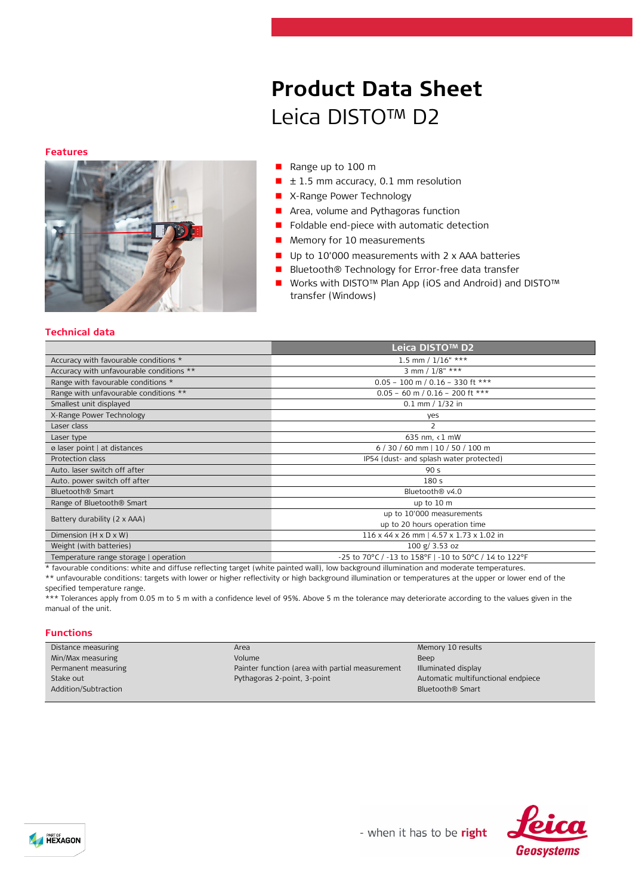# Product Data Sheet

Leica DISTO™ D2

## Features

- Range up to 100 m
- ± 1.5 mm accuracy, 0.1 mm resolution
- X-Range Power Technology
- Area, volume and Pythagoras function
- Foldable end-piece with automatic detection
- Memory for 10 measurements
- Up to 10'000 measurements with 2 x AAA batteries
- Bluetooth® Technology for Error-free data transfer
- Works with DISTO™ Plan App (iOS and Android) and DISTO™ transfer (Windows)

## Technical data

| | Leica DISTO™ D2 |
|---|---|
| Accuracy with favourable conditions * | 1.5 mm / 1/16" *** |
| Accuracy with unfavourable conditions ** | 3 mm / 1/8" *** |
| Range with favourable conditions * | 0.05 – 100 m / 0.16 – 330 ft *** |
| Range with unfavourable conditions ** | 0.05 – 60 m / 0.16 – 200 ft *** |
| Smallest unit displayed | 0.1 mm / 1/32 in |
| X-Range Power Technology | yes |
| Laser class | 2 |
| Laser type | 635 nm, < 1 mW |
| ø laser point \| at distances | 6 / 30 / 60 mm \| 10 / 50 / 100 m |
| Protection class | IP54 (dust- and splash water protected) |
| Auto. laser switch off after | 90 s |
| Auto. power switch off after | 180 s |
| Bluetooth® Smart | Bluetooth® v4.0 |
| Range of Bluetooth® Smart | up to 10 m |
| Battery durability (2 x AAA) | up to 10'000 measurements<br>up to 20 hours operation time |
| Dimension (H x D x W) | 116 x 44 x 26 mm \| 4.57 x 1.73 x 1.02 in |
| Weight (with batteries) | 100 g/ 3.53 oz |
| Temperature range storage \| operation | -25 to 70°C / -13 to 158°F \| -10 to 50°C / 14 to 122°F |

* favourable conditions: white and diffuse reflecting target (white painted wall), low background illumination and moderate temperatures.

** unfavourable conditions: targets with lower or higher reflectivity or high background illumination or temperatures at the upper or lower end of the specified temperature range.

*** Tolerances apply from 0.05 m to 5 m with a confidence level of 95%. Above 5 m the tolerance may deteriorate according to the values given in the manual of the unit.

## Functions

| | | |
|---|---|---|
| Distance measuring | Area | Memory 10 results |
| Min/Max measuring | Volume | Beep |
| Permanent measuring | Painter function (area with partial measurement | Illuminated display |
| Stake out | Pythagoras 2-point, 3-point | Automatic multifunctional endpiece |
| Addition/Subtraction | | Bluetooth® Smart |

PART OF HEXAGON

- when it has to be **right**

Leica Geosystems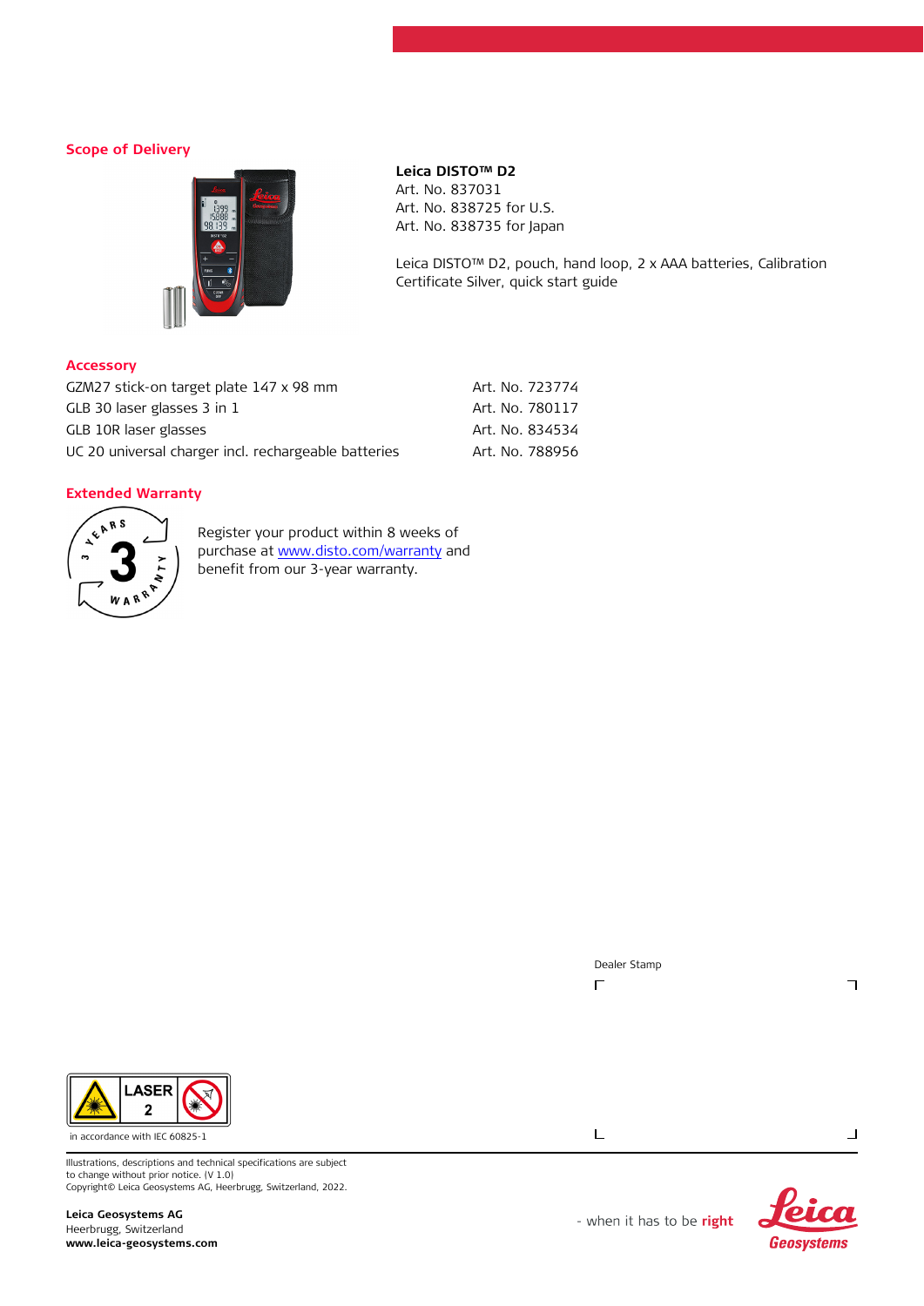## Scope of Delivery

**Leica DISTO™ D2**
Art. No. 837031
Art. No. 838725 for U.S.
Art. No. 838735 for Japan

Leica DISTO™ D2, pouch, hand loop, 2 x AAA batteries, Calibration Certificate Silver, quick start guide

## Accessory

| | |
|---|---|
| GZM27 stick-on target plate 147 x 98 mm | Art. No. 723774 |
| GLB 30 laser glasses 3 in 1 | Art. No. 780117 |
| GLB 10R laser glasses | Art. No. 834534 |
| UC 20 universal charger incl. rechargeable batteries | Art. No. 788956 |

## Extended Warranty

3 YEARS WARRANTY

Register your product within 8 weeks of purchase at www.disto.com/warranty and benefit from our 3-year warranty.

Dealer Stamp

LASER 2

in accordance with IEC 60825-1

Illustrations, descriptions and technical specifications are subject to change without prior notice. (V 1.0)
Copyright© Leica Geosystems AG, Heerbrugg, Switzerland, 2022.

**Leica Geosystems AG**
Heerbrugg, Switzerland
**www.leica-geosystems.com**

- when it has to be **right**

Leica Geosystems